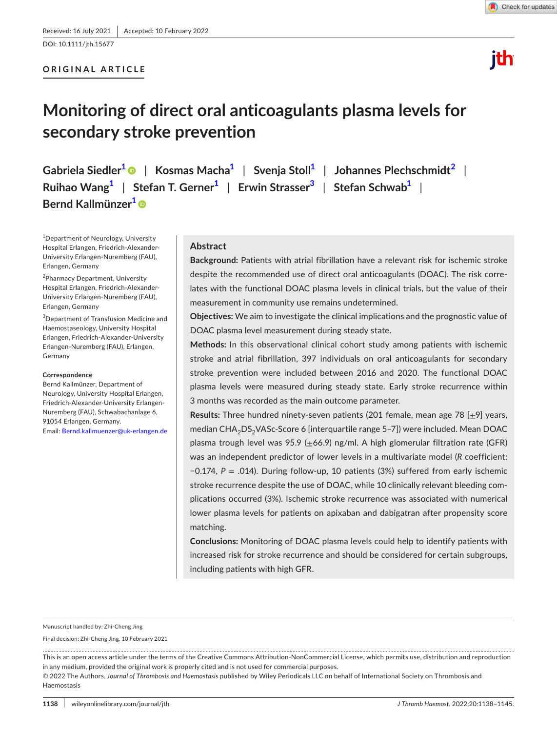Received: 16 July 2021 | Accepted: 10 February 2022

DOI: 10.1111/jth.15677

ORIGINAL ARTICLE

# Monitoring of direct oral anticoagulants plasma levels for secondary stroke prevention

**Gabriela Siedler[1] | Kosmas Macha[1] | Svenja Stoll[1] | Johannes Plechschmidt[2] | Ruihao Wang[1] | Stefan T. Gerner[1] | Erwin Strasser[3] | Stefan Schwab[1] | Bernd Kallmünzer[1]**

[1]Department of Neurology, University Hospital Erlangen, Friedrich-Alexander-University Erlangen-Nuremberg (FAU), Erlangen, Germany

[2]Pharmacy Department, University Hospital Erlangen, Friedrich-Alexander-University Erlangen-Nuremberg (FAU), Erlangen, Germany

[3]Department of Transfusion Medicine and Haemostaseology, University Hospital Erlangen, Friedrich-Alexander-University Erlangen-Nuremberg (FAU), Erlangen, Germany

**Correspondence**
Bernd Kallmünzer, Department of Neurology, University Hospital Erlangen, Friedrich-Alexander-University Erlangen-Nuremberg (FAU), Schwabachanlage 6, 91054 Erlangen, Germany.
Email: Bernd.kallmuenzer@uk-erlangen.de

## Abstract

**Background:** Patients with atrial fibrillation have a relevant risk for ischemic stroke despite the recommended use of direct oral anticoagulants (DOAC). The risk correlates with the functional DOAC plasma levels in clinical trials, but the value of their measurement in community use remains undetermined.

**Objectives:** We aim to investigate the clinical implications and the prognostic value of DOAC plasma level measurement during steady state.

**Methods:** In this observational clinical cohort study among patients with ischemic stroke and atrial fibrillation, 397 individuals on oral anticoagulants for secondary stroke prevention were included between 2016 and 2020. The functional DOAC plasma levels were measured during steady state. Early stroke recurrence within 3 months was recorded as the main outcome parameter.

**Results:** Three hundred ninety-seven patients (201 female, mean age 78 [±9] years, median $CHA_2DS_2VASc$-Score 6 [interquartile range 5–7]) were included. Mean DOAC plasma trough level was 95.9 (±66.9) ng/ml. A high glomerular filtration rate (GFR) was an independent predictor of lower levels in a multivariate model (*R* coefficient: −0.174, $P = .014$). During follow-up, 10 patients (3%) suffered from early ischemic stroke recurrence despite the use of DOAC, while 10 clinically relevant bleeding complications occurred (3%). Ischemic stroke recurrence was associated with numerical lower plasma levels for patients on apixaban and dabigatran after propensity score matching.

**Conclusions:** Monitoring of DOAC plasma levels could help to identify patients with increased risk for stroke recurrence and should be considered for certain subgroups, including patients with high GFR.

Manuscript handled by: Zhi-Cheng Jing

Final decision: Zhi-Cheng Jing, 10 February 2021

This is an open access article under the terms of the Creative Commons Attribution-NonCommercial License, which permits use, distribution and reproduction in any medium, provided the original work is properly cited and is not used for commercial purposes.
© 2022 The Authors. *Journal of Thrombosis and Haemostasis* published by Wiley Periodicals LLC on behalf of International Society on Thrombosis and Haemostasis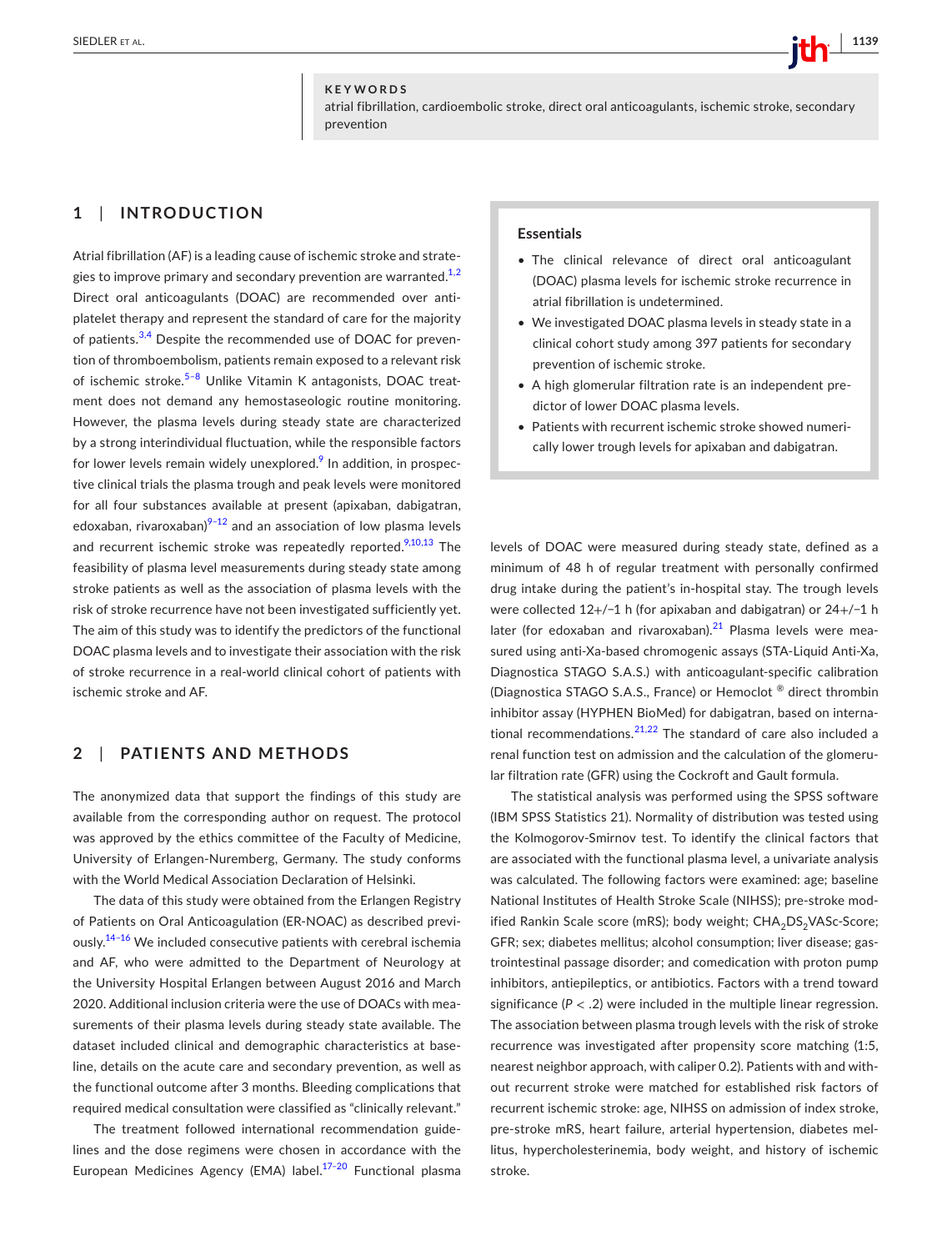**KEYWORDS**

atrial fibrillation, cardioembolic stroke, direct oral anticoagulants, ischemic stroke, secondary prevention

## 1 | INTRODUCTION

Atrial fibrillation (AF) is a leading cause of ischemic stroke and strategies to improve primary and secondary prevention are warranted.[1,2] Direct oral anticoagulants (DOAC) are recommended over antiplatelet therapy and represent the standard of care for the majority of patients.[3,4] Despite the recommended use of DOAC for prevention of thromboembolism, patients remain exposed to a relevant risk of ischemic stroke.[5–8] Unlike Vitamin K antagonists, DOAC treatment does not demand any hemostaseologic routine monitoring. However, the plasma levels during steady state are characterized by a strong interindividual fluctuation, while the responsible factors for lower levels remain widely unexplored.[9] In addition, in prospective clinical trials the plasma trough and peak levels were monitored for all four substances available at present (apixaban, dabigatran, edoxaban, rivaroxaban)[9–12] and an association of low plasma levels and recurrent ischemic stroke was repeatedly reported.[9,10,13] The feasibility of plasma level measurements during steady state among stroke patients as well as the association of plasma levels with the risk of stroke recurrence have not been investigated sufficiently yet. The aim of this study was to identify the predictors of the functional DOAC plasma levels and to investigate their association with the risk of stroke recurrence in a real-world clinical cohort of patients with ischemic stroke and AF.

> **Essentials**
>
> - The clinical relevance of direct oral anticoagulant (DOAC) plasma levels for ischemic stroke recurrence in atrial fibrillation is undetermined.
> - We investigated DOAC plasma levels in steady state in a clinical cohort study among 397 patients for secondary prevention of ischemic stroke.
> - A high glomerular filtration rate is an independent predictor of lower DOAC plasma levels.
> - Patients with recurrent ischemic stroke showed numerically lower trough levels for apixaban and dabigatran.

## 2 | PATIENTS AND METHODS

The anonymized data that support the findings of this study are available from the corresponding author on request. The protocol was approved by the ethics committee of the Faculty of Medicine, University of Erlangen-Nuremberg, Germany. The study conforms with the World Medical Association Declaration of Helsinki.

The data of this study were obtained from the Erlangen Registry of Patients on Oral Anticoagulation (ER-NOAC) as described previously.[14–16] We included consecutive patients with cerebral ischemia and AF, who were admitted to the Department of Neurology at the University Hospital Erlangen between August 2016 and March 2020. Additional inclusion criteria were the use of DOACs with measurements of their plasma levels during steady state available. The dataset included clinical and demographic characteristics at baseline, details on the acute care and secondary prevention, as well as the functional outcome after 3 months. Bleeding complications that required medical consultation were classified as "clinically relevant."

The treatment followed international recommendation guidelines and the dose regimens were chosen in accordance with the European Medicines Agency (EMA) label.[17–20] Functional plasma levels of DOAC were measured during steady state, defined as a minimum of 48 h of regular treatment with personally confirmed drug intake during the patient's in-hospital stay. The trough levels were collected 12+/−1 h (for apixaban and dabigatran) or 24+/−1 h later (for edoxaban and rivaroxaban).[21] Plasma levels were measured using anti-Xa-based chromogenic assays (STA-Liquid Anti-Xa, Diagnostica STAGO S.A.S.) with anticoagulant-specific calibration (Diagnostica STAGO S.A.S., France) or Hemoclot ® direct thrombin inhibitor assay (HYPHEN BioMed) for dabigatran, based on international recommendations.[21,22] The standard of care also included a renal function test on admission and the calculation of the glomerular filtration rate (GFR) using the Cockroft and Gault formula.

The statistical analysis was performed using the SPSS software (IBM SPSS Statistics 21). Normality of distribution was tested using the Kolmogorov-Smirnov test. To identify the clinical factors that are associated with the functional plasma level, a univariate analysis was calculated. The following factors were examined: age; baseline National Institutes of Health Stroke Scale (NIHSS); pre-stroke modified Rankin Scale score (mRS); body weight; $CHA_2DS_2VASc$-Score; GFR; sex; diabetes mellitus; alcohol consumption; liver disease; gastrointestinal passage disorder; and comedication with proton pump inhibitors, antiepileptics, or antibiotics. Factors with a trend toward significance ($P < .2$) were included in the multiple linear regression. The association between plasma trough levels with the risk of stroke recurrence was investigated after propensity score matching (1:5, nearest neighbor approach, with caliper 0.2). Patients with and without recurrent stroke were matched for established risk factors of recurrent ischemic stroke: age, NIHSS on admission of index stroke, pre-stroke mRS, heart failure, arterial hypertension, diabetes mellitus, hypercholesterinemia, body weight, and history of ischemic stroke.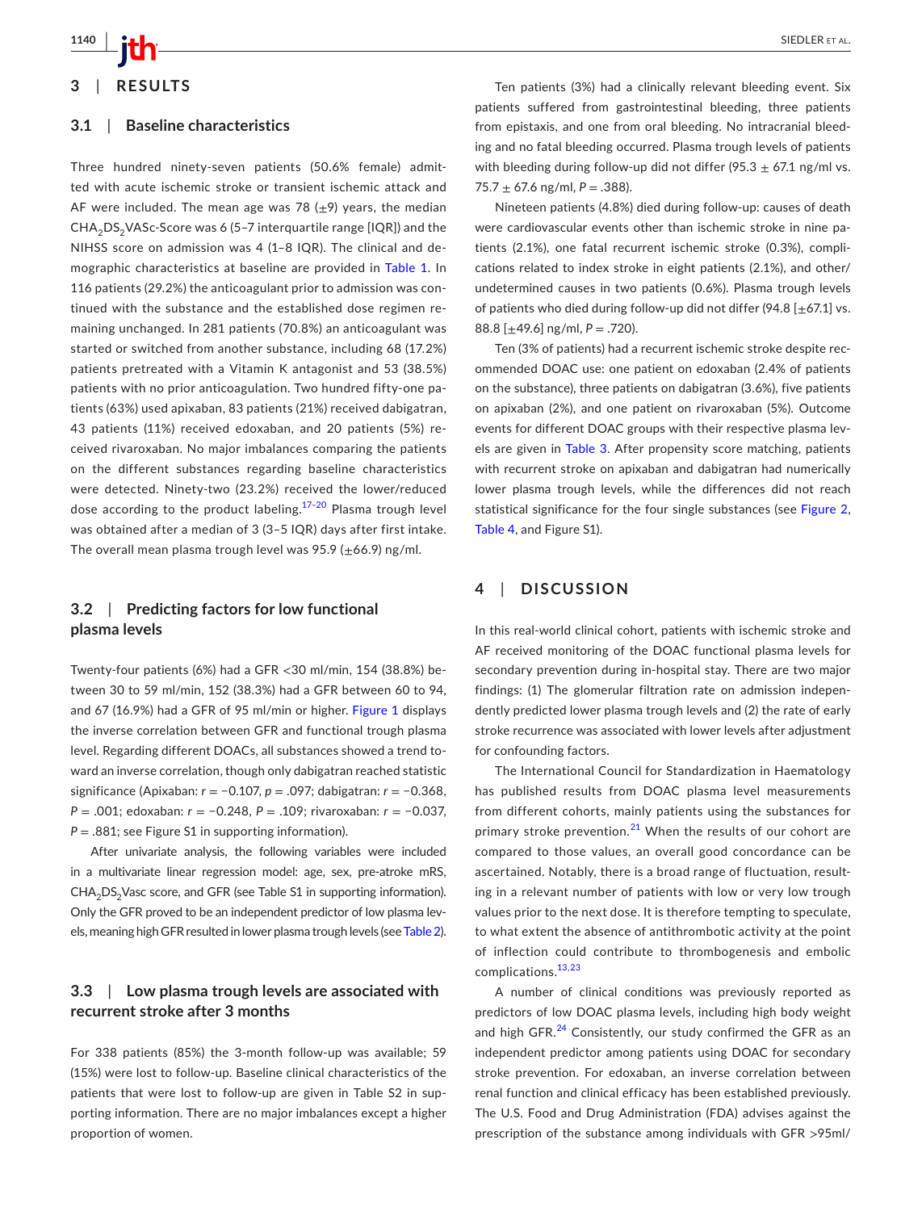## 3 | RESULTS

### 3.1 | Baseline characteristics

Three hundred ninety-seven patients (50.6% female) admitted with acute ischemic stroke or transient ischemic attack and AF were included. The mean age was 78 (±9) years, the median $CHA_2DS_2VASc$-Score was 6 (5–7 interquartile range [IQR]) and the NIHSS score on admission was 4 (1–8 IQR). The clinical and demographic characteristics at baseline are provided in Table 1. In 116 patients (29.2%) the anticoagulant prior to admission was continued with the substance and the established dose regimen remaining unchanged. In 281 patients (70.8%) an anticoagulant was started or switched from another substance, including 68 (17.2%) patients pretreated with a Vitamin K antagonist and 53 (38.5%) patients with no prior anticoagulation. Two hundred fifty-one patients (63%) used apixaban, 83 patients (21%) received dabigatran, 43 patients (11%) received edoxaban, and 20 patients (5%) received rivaroxaban. No major imbalances comparing the patients on the different substances regarding baseline characteristics were detected. Ninety-two (23.2%) received the lower/reduced dose according to the product labeling.[17–20] Plasma trough level was obtained after a median of 3 (3–5 IQR) days after first intake. The overall mean plasma trough level was 95.9 (±66.9) ng/ml.

### 3.2 | Predicting factors for low functional plasma levels

Twenty-four patients (6%) had a GFR <30 ml/min, 154 (38.8%) between 30 to 59 ml/min, 152 (38.3%) had a GFR between 60 to 94, and 67 (16.9%) had a GFR of 95 ml/min or higher. Figure 1 displays the inverse correlation between GFR and functional trough plasma level. Regarding different DOACs, all substances showed a trend toward an inverse correlation, though only dabigatran reached statistic significance (Apixaban: $r = -0.107$, $p = .097$; dabigatran: $r = -0.368$, $P = .001$; edoxaban: $r = -0.248$, $P = .109$; rivaroxaban: $r = -0.037$, $P = .881$; see Figure S1 in supporting information).

After univariate analysis, the following variables were included in a multivariate linear regression model: age, sex, pre-atroke mRS, $CHA_2DS_2Vasc$ score, and GFR (see Table S1 in supporting information). Only the GFR proved to be an independent predictor of low plasma levels, meaning high GFR resulted in lower plasma trough levels (see Table 2).

### 3.3 | Low plasma trough levels are associated with recurrent stroke after 3 months

For 338 patients (85%) the 3-month follow-up was available; 59 (15%) were lost to follow-up. Baseline clinical characteristics of the patients that were lost to follow-up are given in Table S2 in supporting information. There are no major imbalances except a higher proportion of women.

Ten patients (3%) had a clinically relevant bleeding event. Six patients suffered from gastrointestinal bleeding, three patients from epistaxis, and one from oral bleeding. No intracranial bleeding and no fatal bleeding occurred. Plasma trough levels of patients with bleeding during follow-up did not differ (95.3 ± 67.1 ng/ml vs. 75.7 ± 67.6 ng/ml, $P = .388$).

Nineteen patients (4.8%) died during follow-up: causes of death were cardiovascular events other than ischemic stroke in nine patients (2.1%), one fatal recurrent ischemic stroke (0.3%), complications related to index stroke in eight patients (2.1%), and other/undetermined causes in two patients (0.6%). Plasma trough levels of patients who died during follow-up did not differ (94.8 [±67.1] vs. 88.8 [±49.6] ng/ml, $P = .720$).

Ten (3% of patients) had a recurrent ischemic stroke despite recommended DOAC use: one patient on edoxaban (2.4% of patients on the substance), three patients on dabigatran (3.6%), five patients on apixaban (2%), and one patient on rivaroxaban (5%). Outcome events for different DOAC groups with their respective plasma levels are given in Table 3. After propensity score matching, patients with recurrent stroke on apixaban and dabigatran had numerically lower plasma trough levels, while the differences did not reach statistical significance for the four single substances (see Figure 2, Table 4, and Figure S1).

## 4 | DISCUSSION

In this real-world clinical cohort, patients with ischemic stroke and AF received monitoring of the DOAC functional plasma levels for secondary prevention during in-hospital stay. There are two major findings: (1) The glomerular filtration rate on admission independently predicted lower plasma trough levels and (2) the rate of early stroke recurrence was associated with lower levels after adjustment for confounding factors.

The International Council for Standardization in Haematology has published results from DOAC plasma level measurements from different cohorts, mainly patients using the substances for primary stroke prevention.[21] When the results of our cohort are compared to those values, an overall good concordance can be ascertained. Notably, there is a broad range of fluctuation, resulting in a relevant number of patients with low or very low trough values prior to the next dose. It is therefore tempting to speculate, to what extent the absence of antithrombotic activity at the point of inflection could contribute to thrombogenesis and embolic complications.[13,23]

A number of clinical conditions was previously reported as predictors of low DOAC plasma levels, including high body weight and high GFR.[24] Consistently, our study confirmed the GFR as an independent predictor among patients using DOAC for secondary stroke prevention. For edoxaban, an inverse correlation between renal function and clinical efficacy has been established previously. The U.S. Food and Drug Administration (FDA) advises against the prescription of the substance among individuals with GFR >95ml/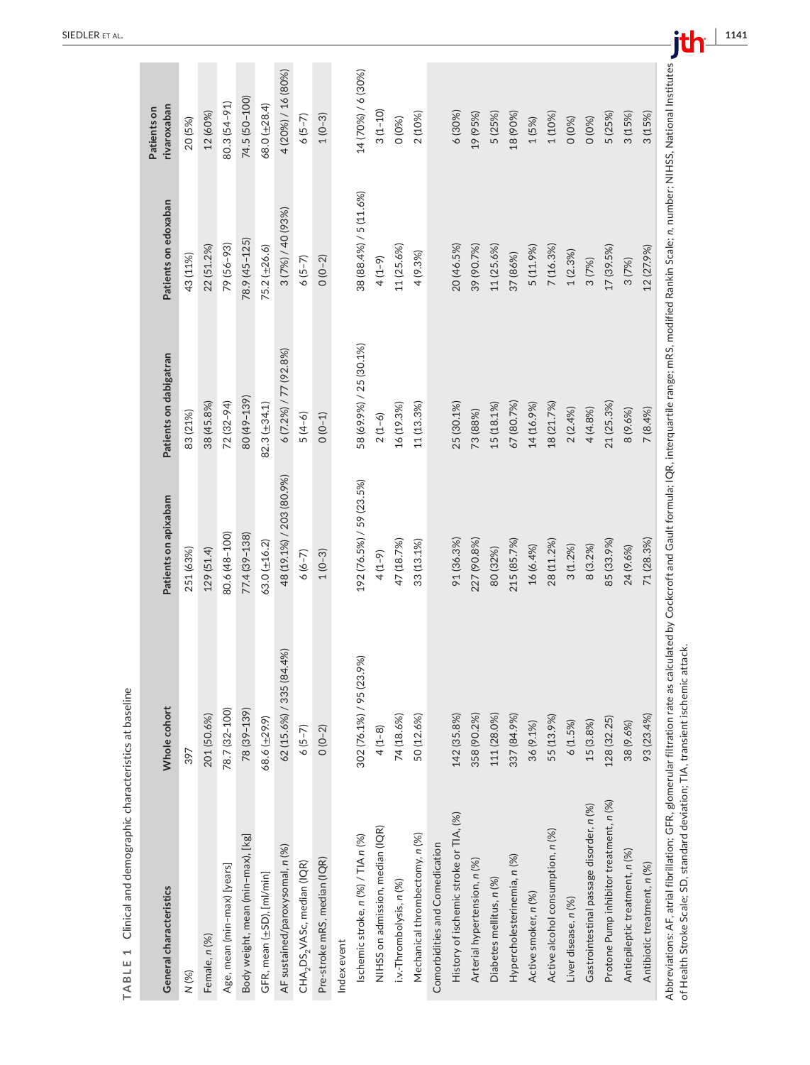**TABLE 1** Clinical and demographic characteristics at baseline

| General characteristics | Whole cohort | Patients on apixabam | Patients on dabigatran | Patients on edoxaban | Patients on rivaroxaban |
|---|---|---|---|---|---|
| N (%) | 397 | 251 (63%) | 83 (21%) | 43 (11%) | 20 (5%) |
| Female, n (%) | 201 (50.6%) | 129 (51.4) | 38 (45.8%) | 22 (51.2%) | 12 (60%) |
| Age, mean (min–max) [years] | 78.7 (32–100) | 80.6 (48–100) | 72 (32–94) | 79 (56–93) | 80.3 (54–91) |
| Body weight, mean (min–max), [kg] | 78 (39–139) | 77.4 (39–138) | 80 (49–139) | 78.9 (45–125) | 74.5 (50–100) |
| GFR, mean (±SD), [ml/min] | 68.6 (±29.9) | 63.0 (±16.2) | 82.3 (±34.1) | 75.2 (±26.6) | 68.0 (±28.4) |
| AF sustained/paroxysomal, n (%) | 62 (15.6%) / 335 (84.4%) | 48 (19.1%) / 203 (80.9%) | 6 (7.2%) / 77 (92.8%) | 3 (7%) / 40 (93%) | 4 (20%) / 16 (80%) |
| $CHA_2DS_2VASc$, median (IQR) | 6 (5–7) | 6 (6–7) | 5 (4–6) | 6 (5–7) | 6 (5–7) |
| Pre-stroke mRS, median (IQR) | 0 (0–2) | 1 (0–3) | 0 (0–1) | 0 (0–2) | 1 (0–3) |
| Index event | | | | | |
| Ischemic stroke, n (%) / TIA n (%) | 302 (76.1%) / 95 (23.9%) | 192 (76.5%) / 59 (23.5%) | 58 (69.9%) / 25 (30.1%) | 38 (88.4%) / 5 (11.6%) | 14 (70%) / 6 (30%) |
| NIHSS on admission, median (IQR) | 4 (1–8) | 4 (1–9) | 2 (1–6) | 4 (1–9) | 3 (1–10) |
| i.v.-Thrombolysis, n (%) | 74 (18.6%) | 47 (18.7%) | 16 (19.3%) | 11 (25.6%) | 0 (0%) |
| Mechanical thrombectomy, n (%) | 50 (12.6%) | 33 (13.1%) | 11 (13.3%) | 4 (9.3%) | 2 (10%) |
| Comorbidities and Comedication | | | | | |
| History of ischemic stroke or TIA, (%) | 142 (35.8%) | 91 (36.3%) | 25 (30.1%) | 20 (46.5%) | 6 (30%) |
| Arterial hypertension, n (%) | 358 (90.2%) | 227 (90.8%) | 73 (88%) | 39 (90.7%) | 19 (95%) |
| Diabetes mellitus, n (%) | 111 (28.0%) | 80 (32%) | 15 (18.1%) | 11 (25.6%) | 5 (25%) |
| Hypercholesterinemia, n (%) | 337 (84.9%) | 215 (85.7%) | 67 (80.7%) | 37 (86%) | 18 (90%) |
| Active smoker, n (%) | 36 (9.1%) | 16 (6.4%) | 14 (16.9%) | 5 (11.9%) | 1 (5%) |
| Active alcohol consumption, n (%) | 55 (13.9%) | 28 (11.2%) | 18 (21.7%) | 7 (16.3%) | 1 (10%) |
| Liver disease, n (%) | 6 (1.5%) | 3 (1.2%) | 2 (2.4%) | 1 (2.3%) | 0 (0%) |
| Gastrointestinal passage disorder, n (%) | 15 (3.8%) | 8 (3.2%) | 4 (4.8%) | 3 (7%) | 0 (0%) |
| Protone Pump inhibitor treatment, n (%) | 128 (32.25) | 85 (33.9%) | 21 (25.3%) | 17 (39.5%) | 5 (25%) |
| Antiepileptic treatment, n (%) | 38 (9.6%) | 24 (9.6%) | 8 (9.6%) | 3 (7%) | 3 (15%) |
| Antibiotic treatment, n (%) | 93 (23.4%) | 71 (28.3%) | 7 (8.4%) | 12 (27.9%) | 3 (15%) |

Abbreviations: AF, atrial fibrillation; GFR, glomerular filtration rate as calculated by Cockcroft and Gault formula; IQR, interquartile range; mRS, modified Rankin Scale; n, number; NIHSS, National Institutes of Health Stroke Scale; SD, standard deviation; TIA, transient ischemic attack.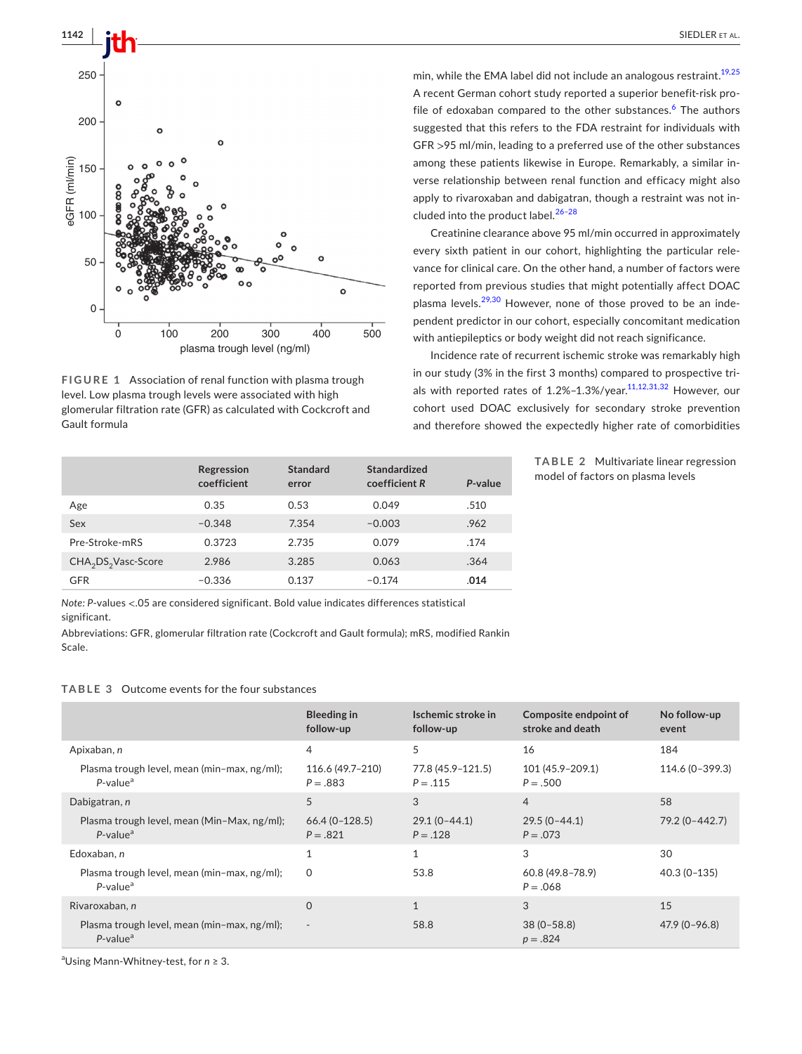FIGURE 1 Association of renal function with plasma trough level. Low plasma trough levels were associated with high glomerular filtration rate (GFR) as calculated with Cockcroft and Gault formula

min, while the EMA label did not include an analogous restraint.[19,25] A recent German cohort study reported a superior benefit-risk profile of edoxaban compared to the other substances.[6] The authors suggested that this refers to the FDA restraint for individuals with GFR >95 ml/min, leading to a preferred use of the other substances among these patients likewise in Europe. Remarkably, a similar inverse relationship between renal function and efficacy might also apply to rivaroxaban and dabigatran, though a restraint was not included into the product label.[26–28]

Creatinine clearance above 95 ml/min occurred in approximately every sixth patient in our cohort, highlighting the particular relevance for clinical care. On the other hand, a number of factors were reported from previous studies that might potentially affect DOAC plasma levels.[29,30] However, none of those proved to be an independent predictor in our cohort, especially concomitant medication with antiepileptics or body weight did not reach significance.

Incidence rate of recurrent ischemic stroke was remarkably high in our study (3% in the first 3 months) compared to prospective trials with reported rates of 1.2%–1.3%/year.[11,12,31,32] However, our cohort used DOAC exclusively for secondary stroke prevention and therefore showed the expectedly higher rate of comorbidities

TABLE 2 Multivariate linear regression model of factors on plasma levels

| | Regression coefficient | Standard error | Standardized coefficient *R* | *P*-value |
|---|---|---|---|---|
| Age | 0.35 | 0.53 | 0.049 | .510 |
| Sex | −0.348 | 7.354 | −0.003 | .962 |
| Pre-Stroke-mRS | 0.3723 | 2.735 | 0.079 | .174 |
| $CHA_2DS_2$Vasc-Score | 2.986 | 3.285 | 0.063 | .364 |
| GFR | −0.336 | 0.137 | −0.174 | **.014** |

*Note: P*-values <.05 are considered significant. Bold value indicates differences statistical significant.

Abbreviations: GFR, glomerular filtration rate (Cockcroft and Gault formula); mRS, modified Rankin Scale.

TABLE 3 Outcome events for the four substances

| | Bleeding in follow-up | Ischemic stroke in follow-up | Composite endpoint of stroke and death | No follow-up event |
|---|---|---|---|---|
| Apixaban, *n* | 4 | 5 | 16 | 184 |
| Plasma trough level, mean (min–max, ng/ml); *P*-value[a] | 116.6 (49.7–210) *P* = .883 | 77.8 (45.9–121.5) *P* = .115 | 101 (45.9–209.1) *P* = .500 | 114.6 (0–399.3) |
| Dabigatran, *n* | 5 | 3 | 4 | 58 |
| Plasma trough level, mean (Min–Max, ng/ml); *P*-value[a] | 66.4 (0–128.5) *P* = .821 | 29.1 (0–44.1) *P* = .128 | 29.5 (0–44.1) *P* = .073 | 79.2 (0–442.7) |
| Edoxaban, *n* | 1 | 1 | 3 | 30 |
| Plasma trough level, mean (min–max, ng/ml); *P*-value[a] | 0 | 53.8 | 60.8 (49.8–78.9) *P* = .068 | 40.3 (0–135) |
| Rivaroxaban, *n* | 0 | 1 | 3 | 15 |
| Plasma trough level, mean (min–max, ng/ml); *P*-value[a] | - | 58.8 | 38 (0–58.8) *p* = .824 | 47.9 (0–96.8) |

[a]Using Mann-Whitney-test, for *n* ≥ 3.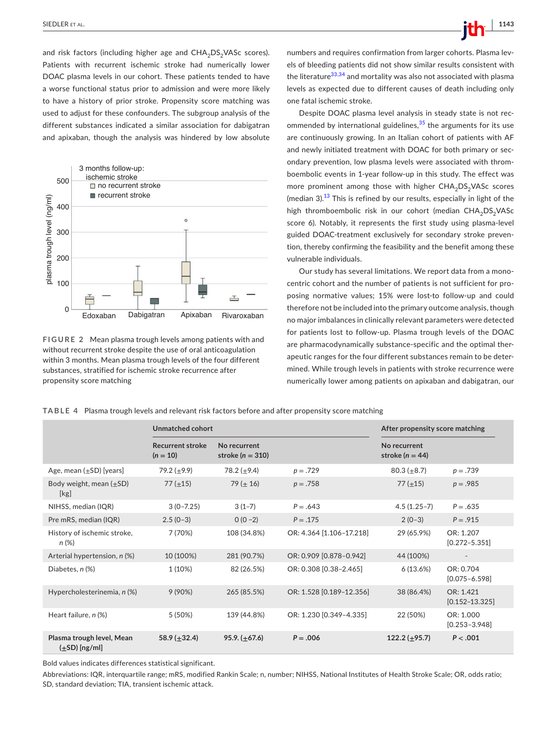and risk factors (including higher age and $CHA_2DS_2VASc$ scores). Patients with recurrent ischemic stroke had numerically lower DOAC plasma levels in our cohort. These patients tended to have a worse functional status prior to admission and were more likely to have a history of prior stroke. Propensity score matching was used to adjust for these confounders. The subgroup analysis of the different substances indicated a similar association for dabigatran and apixaban, though the analysis was hindered by low absolute numbers and requires confirmation from larger cohorts. Plasma levels of bleeding patients did not show similar results consistent with the literature[33,34] and mortality was also not associated with plasma levels as expected due to different causes of death including only one fatal ischemic stroke.

Despite DOAC plasma level analysis in steady state is not recommended by international guidelines,[35] the arguments for its use are continuously growing. In an Italian cohort of patients with AF and newly initiated treatment with DOAC for both primary or secondary prevention, low plasma levels were associated with thromboembolic events in 1-year follow-up in this study. The effect was more prominent among those with higher $CHA_2DS_2VASc$ scores (median 3).[13] This is refined by our results, especially in light of the high thromboembolic risk in our cohort (median $CHA_2DS_2VASc$ score 6). Notably, it represents the first study using plasma-level guided DOAC-treatment exclusively for secondary stroke prevention, thereby confirming the feasibility and the benefit among these vulnerable individuals.

Our study has several limitations. We report data from a monocentric cohort and the number of patients is not sufficient for proposing normative values; 15% were lost-to follow-up and could therefore not be included into the primary outcome analysis, though no major imbalances in clinically relevant parameters were detected for patients lost to follow-up. Plasma trough levels of the DOAC are pharmacodynamically substance-specific and the optimal therapeutic ranges for the four different substances remain to be determined. While trough levels in patients with stroke recurrence were numerically lower among patients on apixaban and dabigatran, our

**FIGURE 2** Mean plasma trough levels among patients with and without recurrent stroke despite the use of oral anticoagulation within 3 months. Mean plasma trough levels of the four different substances, stratified for ischemic stroke recurrence after propensity score matching

**TABLE 4** Plasma trough levels and relevant risk factors before and after propensity score matching

| | Unmatched cohort | | | After propensity score matching | |
|---|---|---|---|---|---|
| | Recurrent stroke ($n = 10$) | No recurrent stroke ($n = 310$) | | No recurrent stroke ($n = 44$) | |
| Age, mean (±SD) [years] | 79.2 (±9.9) | 78.2 (±9.4) | $p = .729$ | 80.3 (±8.7) | $p = .739$ |
| Body weight, mean (±SD) [kg] | 77 (±15) | 79 (± 16) | $p = .758$ | 77 (±15) | $p = .985$ |
| NIHSS, median (IQR) | 3 (0–7.25) | 3 (1–7) | $P = .643$ | 4.5 (1.25–7) | $P = .635$ |
| Pre mRS, median (IQR) | 2.5 (0–3) | 0 (0 –2) | $P = .175$ | 2 (0–3) | $P = .915$ |
| History of ischemic stroke, *n* (%) | 7 (70%) | 108 (34.8%) | OR: 4.364 [1.106–17.218] | 29 (65.9%) | OR: 1.207 [0.272–5.351] |
| Arterial hypertension, *n* (%) | 10 (100%) | 281 (90.7%) | OR: 0.909 [0.878–0.942] | 44 (100%) | - |
| Diabetes, *n* (%) | 1 (10%) | 82 (26.5%) | OR: 0.308 [0.38–2.465] | 6 (13.6%) | OR: 0.704 [0.075–6.598] |
| Hypercholesterinemia, *n* (%) | 9 (90%) | 265 (85.5%) | OR: 1.528 [0.189–12.356] | 38 (86.4%) | OR: 1.421 [0.152–13.325] |
| Heart failure, *n* (%) | 5 (50%) | 139 (44.8%) | OR: 1.230 [0.349–4.335] | 22 (50%) | OR: 1.000 [0.253–3.948] |
| **Plasma trough level, Mean (±SD) [ng/ml]** | **58.9 (±32.4)** | **95.9. (±67.6)** | **$P = .006$** | **122.2 (±95.7)** | **$P < .001$** |

Bold values indicates differences statistical significant.

Abbreviations: IQR, interquartile range; mRS, modified Rankin Scale; n, number; NIHSS, National Institutes of Health Stroke Scale; OR, odds ratio; SD, standard deviation; TIA, transient ischemic attack.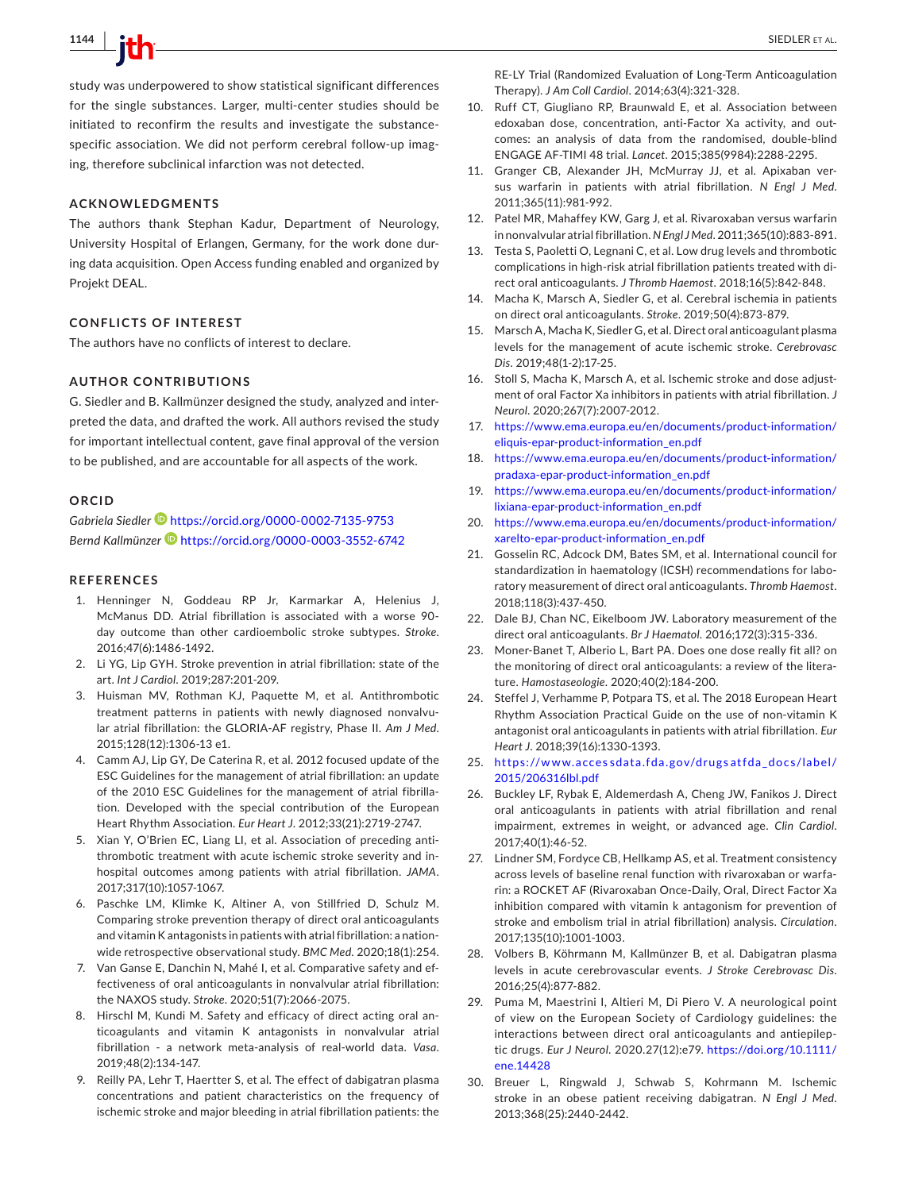study was underpowered to show statistical significant differences for the single substances. Larger, multi-center studies should be initiated to reconfirm the results and investigate the substance-specific association. We did not perform cerebral follow-up imaging, therefore subclinical infarction was not detected.

## ACKNOWLEDGMENTS

The authors thank Stephan Kadur, Department of Neurology, University Hospital of Erlangen, Germany, for the work done during data acquisition. Open Access funding enabled and organized by Projekt DEAL.

## CONFLICTS OF INTEREST

The authors have no conflicts of interest to declare.

## AUTHOR CONTRIBUTIONS

G. Siedler and B. Kallmünzer designed the study, analyzed and interpreted the data, and drafted the work. All authors revised the study for important intellectual content, gave final approval of the version to be published, and are accountable for all aspects of the work.

## ORCID

*Gabriela Siedler* https://orcid.org/0000-0002-7135-9753
*Bernd Kallmünzer* https://orcid.org/0000-0003-3552-6742

## REFERENCES

1. Henninger N, Goddeau RP Jr, Karmarkar A, Helenius J, McManus DD. Atrial fibrillation is associated with a worse 90-day outcome than other cardioembolic stroke subtypes. *Stroke*. 2016;47(6):1486-1492.
2. Li YG, Lip GYH. Stroke prevention in atrial fibrillation: state of the art. *Int J Cardiol*. 2019;287:201-209.
3. Huisman MV, Rothman KJ, Paquette M, et al. Antithrombotic treatment patterns in patients with newly diagnosed nonvalvular atrial fibrillation: the GLORIA-AF registry, Phase II. *Am J Med*. 2015;128(12):1306-13 e1.
4. Camm AJ, Lip GY, De Caterina R, et al. 2012 focused update of the ESC Guidelines for the management of atrial fibrillation: an update of the 2010 ESC Guidelines for the management of atrial fibrillation. Developed with the special contribution of the European Heart Rhythm Association. *Eur Heart J*. 2012;33(21):2719-2747.
5. Xian Y, O'Brien EC, Liang LI, et al. Association of preceding antithrombotic treatment with acute ischemic stroke severity and in-hospital outcomes among patients with atrial fibrillation. *JAMA*. 2017;317(10):1057-1067.
6. Paschke LM, Klimke K, Altiner A, von Stillfried D, Schulz M. Comparing stroke prevention therapy of direct oral anticoagulants and vitamin K antagonists in patients with atrial fibrillation: a nationwide retrospective observational study. *BMC Med*. 2020;18(1):254.
7. Van Ganse E, Danchin N, Mahé I, et al. Comparative safety and effectiveness of oral anticoagulants in nonvalvular atrial fibrillation: the NAXOS study. *Stroke*. 2020;51(7):2066-2075.
8. Hirschl M, Kundi M. Safety and efficacy of direct acting oral anticoagulants and vitamin K antagonists in nonvalvular atrial fibrillation - a network meta-analysis of real-world data. *Vasa*. 2019;48(2):134-147.
9. Reilly PA, Lehr T, Haertter S, et al. The effect of dabigatran plasma concentrations and patient characteristics on the frequency of ischemic stroke and major bleeding in atrial fibrillation patients: the RE-LY Trial (Randomized Evaluation of Long-Term Anticoagulation Therapy). *J Am Coll Cardiol*. 2014;63(4):321-328.
10. Ruff CT, Giugliano RP, Braunwald E, et al. Association between edoxaban dose, concentration, anti-Factor Xa activity, and outcomes: an analysis of data from the randomised, double-blind ENGAGE AF-TIMI 48 trial. *Lancet*. 2015;385(9984):2288-2295.
11. Granger CB, Alexander JH, McMurray JJ, et al. Apixaban versus warfarin in patients with atrial fibrillation. *N Engl J Med*. 2011;365(11):981-992.
12. Patel MR, Mahaffey KW, Garg J, et al. Rivaroxaban versus warfarin in nonvalvular atrial fibrillation. *N Engl J Med*. 2011;365(10):883-891.
13. Testa S, Paoletti O, Legnani C, et al. Low drug levels and thrombotic complications in high-risk atrial fibrillation patients treated with direct oral anticoagulants. *J Thromb Haemost*. 2018;16(5):842-848.
14. Macha K, Marsch A, Siedler G, et al. Cerebral ischemia in patients on direct oral anticoagulants. *Stroke*. 2019;50(4):873-879.
15. Marsch A, Macha K, Siedler G, et al. Direct oral anticoagulant plasma levels for the management of acute ischemic stroke. *Cerebrovasc Dis*. 2019;48(1-2):17-25.
16. Stoll S, Macha K, Marsch A, et al. Ischemic stroke and dose adjustment of oral Factor Xa inhibitors in patients with atrial fibrillation. *J Neurol*. 2020;267(7):2007-2012.
17. https://www.ema.europa.eu/en/documents/product-information/eliquis-epar-product-information_en.pdf
18. https://www.ema.europa.eu/en/documents/product-information/pradaxa-epar-product-information_en.pdf
19. https://www.ema.europa.eu/en/documents/product-information/lixiana-epar-product-information_en.pdf
20. https://www.ema.europa.eu/en/documents/product-information/xarelto-epar-product-information_en.pdf
21. Gosselin RC, Adcock DM, Bates SM, et al. International council for standardization in haematology (ICSH) recommendations for laboratory measurement of direct oral anticoagulants. *Thromb Haemost*. 2018;118(3):437-450.
22. Dale BJ, Chan NC, Eikelboom JW. Laboratory measurement of the direct oral anticoagulants. *Br J Haematol*. 2016;172(3):315-336.
23. Moner-Banet T, Alberio L, Bart PA. Does one dose really fit all? on the monitoring of direct oral anticoagulants: a review of the literature. *Hamostaseologie*. 2020;40(2):184-200.
24. Steffel J, Verhamme P, Potpara TS, et al. The 2018 European Heart Rhythm Association Practical Guide on the use of non-vitamin K antagonist oral anticoagulants in patients with atrial fibrillation. *Eur Heart J*. 2018;39(16):1330-1393.
25. https://www.accessdata.fda.gov/drugsatfda_docs/label/2015/206316lbl.pdf
26. Buckley LF, Rybak E, Aldemerdash A, Cheng JW, Fanikos J. Direct oral anticoagulants in patients with atrial fibrillation and renal impairment, extremes in weight, or advanced age. *Clin Cardiol*. 2017;40(1):46-52.
27. Lindner SM, Fordyce CB, Hellkamp AS, et al. Treatment consistency across levels of baseline renal function with rivaroxaban or warfarin: a ROCKET AF (Rivaroxaban Once-Daily, Oral, Direct Factor Xa inhibition compared with vitamin k antagonism for prevention of stroke and embolism trial in atrial fibrillation) analysis. *Circulation*. 2017;135(10):1001-1003.
28. Volbers B, Köhrmann M, Kallmünzer B, et al. Dabigatran plasma levels in acute cerebrovascular events. *J Stroke Cerebrovasc Dis*. 2016;25(4):877-882.
29. Puma M, Maestrini I, Altieri M, Di Piero V. A neurological point of view on the European Society of Cardiology guidelines: the interactions between direct oral anticoagulants and antiepileptic drugs. *Eur J Neurol*. 2020.27(12):e79. https://doi.org/10.1111/ene.14428
30. Breuer L, Ringwald J, Schwab S, Kohrmann M. Ischemic stroke in an obese patient receiving dabigatran. *N Engl J Med*. 2013;368(25):2440-2442.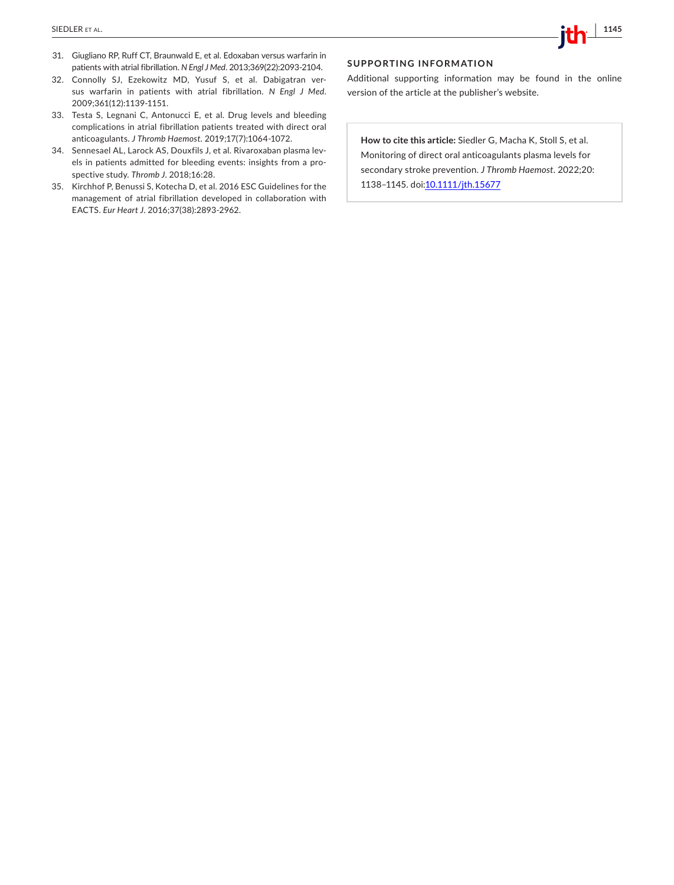31. Giugliano RP, Ruff CT, Braunwald E, et al. Edoxaban versus warfarin in patients with atrial fibrillation. *N Engl J Med*. 2013;369(22):2093-2104.
32. Connolly SJ, Ezekowitz MD, Yusuf S, et al. Dabigatran versus warfarin in patients with atrial fibrillation. *N Engl J Med*. 2009;361(12):1139-1151.
33. Testa S, Legnani C, Antonucci E, et al. Drug levels and bleeding complications in atrial fibrillation patients treated with direct oral anticoagulants. *J Thromb Haemost*. 2019;17(7):1064-1072.
34. Sennesael AL, Larock AS, Douxfils J, et al. Rivaroxaban plasma levels in patients admitted for bleeding events: insights from a prospective study. *Thromb J*. 2018;16:28.
35. Kirchhof P, Benussi S, Kotecha D, et al. 2016 ESC Guidelines for the management of atrial fibrillation developed in collaboration with EACTS. *Eur Heart J*. 2016;37(38):2893-2962.

## SUPPORTING INFORMATION

Additional supporting information may be found in the online version of the article at the publisher's website.

**How to cite this article:** Siedler G, Macha K, Stoll S, et al. Monitoring of direct oral anticoagulants plasma levels for secondary stroke prevention. *J Thromb Haemost*. 2022;20: 1138–1145. doi:10.1111/jth.15677